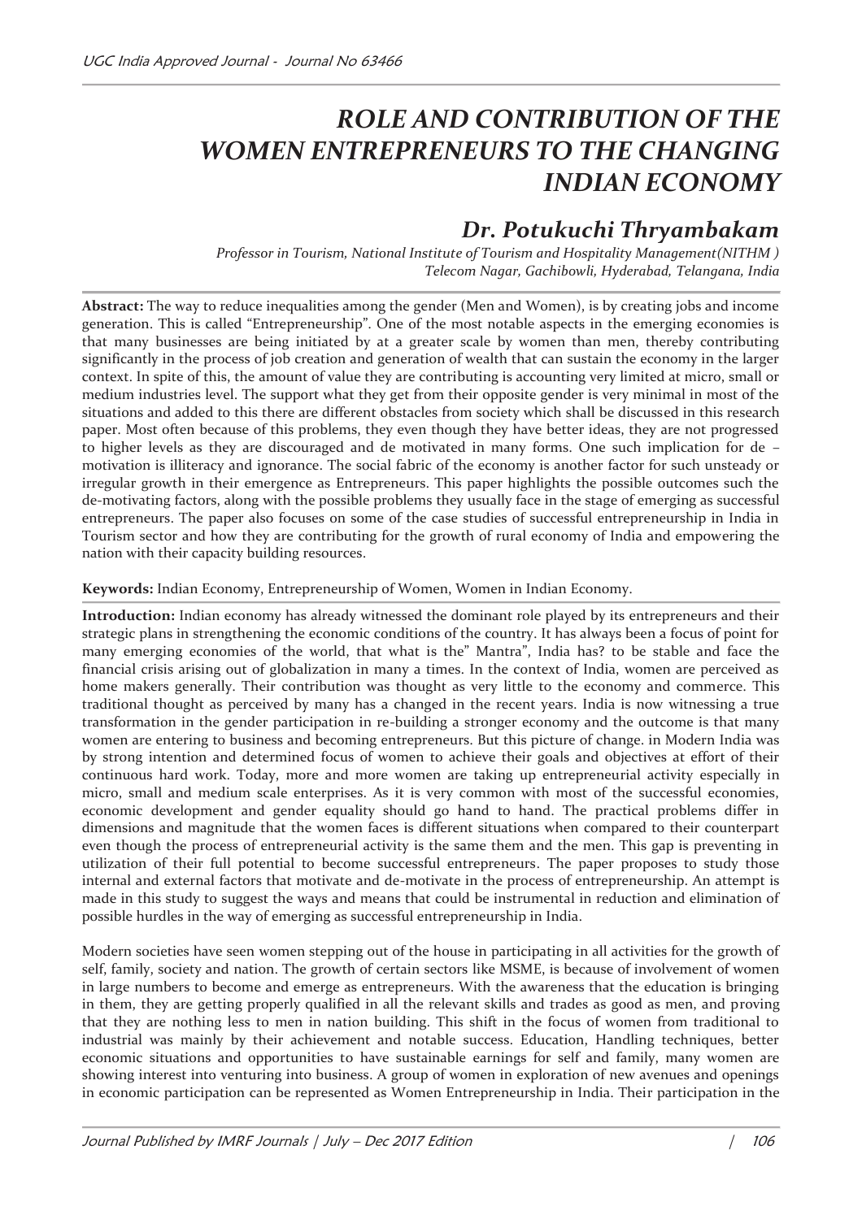# ROLE AND CONTRIBUTION OF THE WOMEN ENTREPRENEURS TO THE CHANGING INDIAN ECONOMY

## Dr. Potukuchi Thryambakam

*Professor in Tourism, National Institute of Tourism and Hospitality Management(NITHM )*
*Telecom Nagar, Gachibowli, Hyderabad, Telangana, India*

**Abstract:** The way to reduce inequalities among the gender (Men and Women), is by creating jobs and income generation. This is called "Entrepreneurship". One of the most notable aspects in the emerging economies is that many businesses are being initiated by at a greater scale by women than men, thereby contributing significantly in the process of job creation and generation of wealth that can sustain the economy in the larger context. In spite of this, the amount of value they are contributing is accounting very limited at micro, small or medium industries level. The support what they get from their opposite gender is very minimal in most of the situations and added to this there are different obstacles from society which shall be discussed in this research paper. Most often because of this problems, they even though they have better ideas, they are not progressed to higher levels as they are discouraged and de motivated in many forms. One such implication for de – motivation is illiteracy and ignorance. The social fabric of the economy is another factor for such unsteady or irregular growth in their emergence as Entrepreneurs. This paper highlights the possible outcomes such the de-motivating factors, along with the possible problems they usually face in the stage of emerging as successful entrepreneurs. The paper also focuses on some of the case studies of successful entrepreneurship in India in Tourism sector and how they are contributing for the growth of rural economy of India and empowering the nation with their capacity building resources.

**Keywords:** Indian Economy, Entrepreneurship of Women, Women in Indian Economy.

**Introduction:** Indian economy has already witnessed the dominant role played by its entrepreneurs and their strategic plans in strengthening the economic conditions of the country. It has always been a focus of point for many emerging economies of the world, that what is the" Mantra", India has? to be stable and face the financial crisis arising out of globalization in many a times. In the context of India, women are perceived as home makers generally. Their contribution was thought as very little to the economy and commerce. This traditional thought as perceived by many has a changed in the recent years. India is now witnessing a true transformation in the gender participation in re-building a stronger economy and the outcome is that many women are entering to business and becoming entrepreneurs. But this picture of change. in Modern India was by strong intention and determined focus of women to achieve their goals and objectives at effort of their continuous hard work. Today, more and more women are taking up entrepreneurial activity especially in micro, small and medium scale enterprises. As it is very common with most of the successful economies, economic development and gender equality should go hand to hand. The practical problems differ in dimensions and magnitude that the women faces is different situations when compared to their counterpart even though the process of entrepreneurial activity is the same them and the men. This gap is preventing in utilization of their full potential to become successful entrepreneurs. The paper proposes to study those internal and external factors that motivate and de-motivate in the process of entrepreneurship. An attempt is made in this study to suggest the ways and means that could be instrumental in reduction and elimination of possible hurdles in the way of emerging as successful entrepreneurship in India.

Modern societies have seen women stepping out of the house in participating in all activities for the growth of self, family, society and nation. The growth of certain sectors like MSME, is because of involvement of women in large numbers to become and emerge as entrepreneurs. With the awareness that the education is bringing in them, they are getting properly qualified in all the relevant skills and trades as good as men, and proving that they are nothing less to men in nation building. This shift in the focus of women from traditional to industrial was mainly by their achievement and notable success. Education, Handling techniques, better economic situations and opportunities to have sustainable earnings for self and family, many women are showing interest into venturing into business. A group of women in exploration of new avenues and openings in economic participation can be represented as Women Entrepreneurship in India. Their participation in the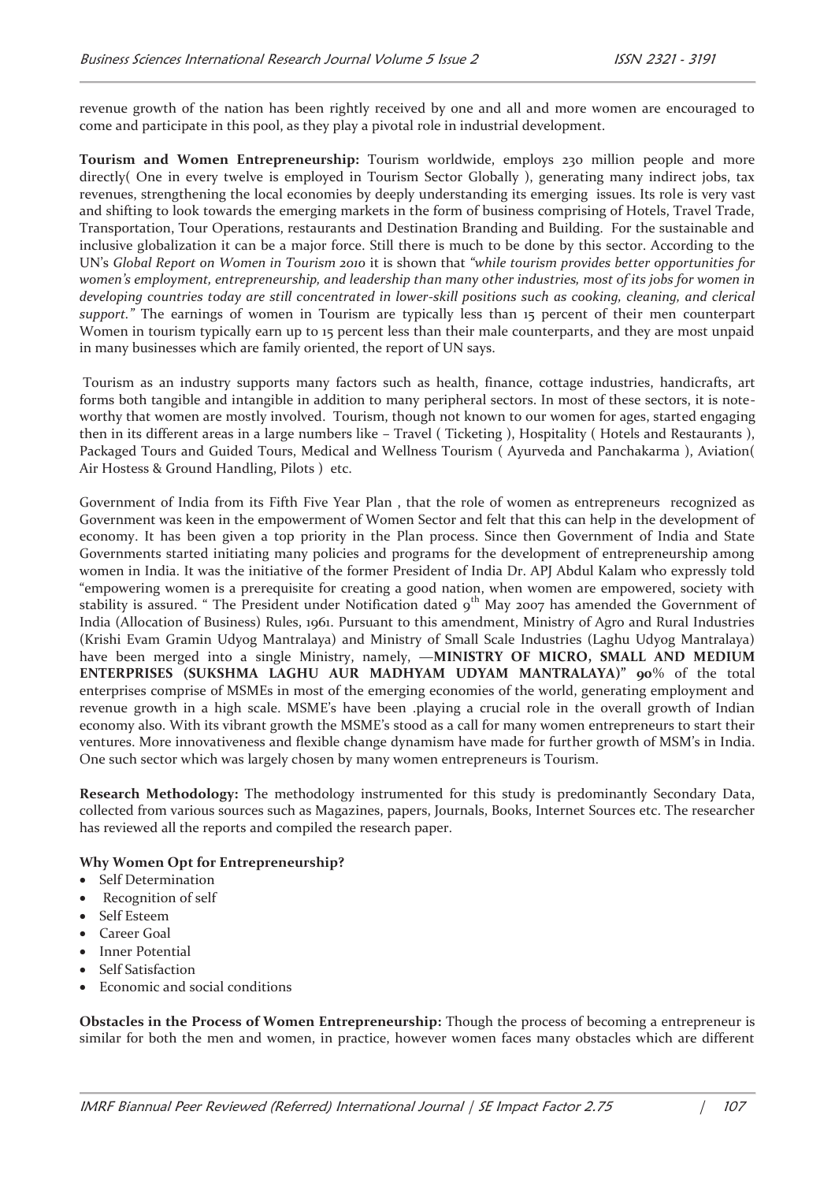revenue growth of the nation has been rightly received by one and all and more women are encouraged to come and participate in this pool, as they play a pivotal role in industrial development.

**Tourism and Women Entrepreneurship:** Tourism worldwide, employs 230 million people and more directly( One in every twelve is employed in Tourism Sector Globally ), generating many indirect jobs, tax revenues, strengthening the local economies by deeply understanding its emerging issues. Its role is very vast and shifting to look towards the emerging markets in the form of business comprising of Hotels, Travel Trade, Transportation, Tour Operations, restaurants and Destination Branding and Building. For the sustainable and inclusive globalization it can be a major force. Still there is much to be done by this sector. According to the UN's *Global Report on Women in Tourism 2010* it is shown that *"while tourism provides better opportunities for women's employment, entrepreneurship, and leadership than many other industries, most of its jobs for women in developing countries today are still concentrated in lower-skill positions such as cooking, cleaning, and clerical support."* The earnings of women in Tourism are typically less than 15 percent of their men counterpart Women in tourism typically earn up to 15 percent less than their male counterparts, and they are most unpaid in many businesses which are family oriented, the report of UN says.

Tourism as an industry supports many factors such as health, finance, cottage industries, handicrafts, art forms both tangible and intangible in addition to many peripheral sectors. In most of these sectors, it is note-worthy that women are mostly involved. Tourism, though not known to our women for ages, started engaging then in its different areas in a large numbers like – Travel ( Ticketing ), Hospitality ( Hotels and Restaurants ), Packaged Tours and Guided Tours, Medical and Wellness Tourism ( Ayurveda and Panchakarma ), Aviation( Air Hostess & Ground Handling, Pilots ) etc.

Government of India from its Fifth Five Year Plan , that the role of women as entrepreneurs recognized as Government was keen in the empowerment of Women Sector and felt that this can help in the development of economy. It has been given a top priority in the Plan process. Since then Government of India and State Governments started initiating many policies and programs for the development of entrepreneurship among women in India. It was the initiative of the former President of India Dr. APJ Abdul Kalam who expressly told "empowering women is a prerequisite for creating a good nation, when women are empowered, society with stability is assured. " The President under Notification dated 9th May 2007 has amended the Government of India (Allocation of Business) Rules, 1961. Pursuant to this amendment, Ministry of Agro and Rural Industries (Krishi Evam Gramin Udyog Mantralaya) and Ministry of Small Scale Industries (Laghu Udyog Mantralaya) have been merged into a single Ministry, namely, —**MINISTRY OF MICRO, SMALL AND MEDIUM ENTERPRISES (SUKSHMA LAGHU AUR MADHYAM UDYAM MANTRALAYA)" 90**% of the total enterprises comprise of MSMEs in most of the emerging economies of the world, generating employment and revenue growth in a high scale. MSME's have been .playing a crucial role in the overall growth of Indian economy also. With its vibrant growth the MSME's stood as a call for many women entrepreneurs to start their ventures. More innovativeness and flexible change dynamism have made for further growth of MSM's in India. One such sector which was largely chosen by many women entrepreneurs is Tourism.

**Research Methodology:** The methodology instrumented for this study is predominantly Secondary Data, collected from various sources such as Magazines, papers, Journals, Books, Internet Sources etc. The researcher has reviewed all the reports and compiled the research paper.

**Why Women Opt for Entrepreneurship?**

- Self Determination
- Recognition of self
- Self Esteem
- Career Goal
- Inner Potential
- Self Satisfaction
- Economic and social conditions

**Obstacles in the Process of Women Entrepreneurship:** Though the process of becoming a entrepreneur is similar for both the men and women, in practice, however women faces many obstacles which are different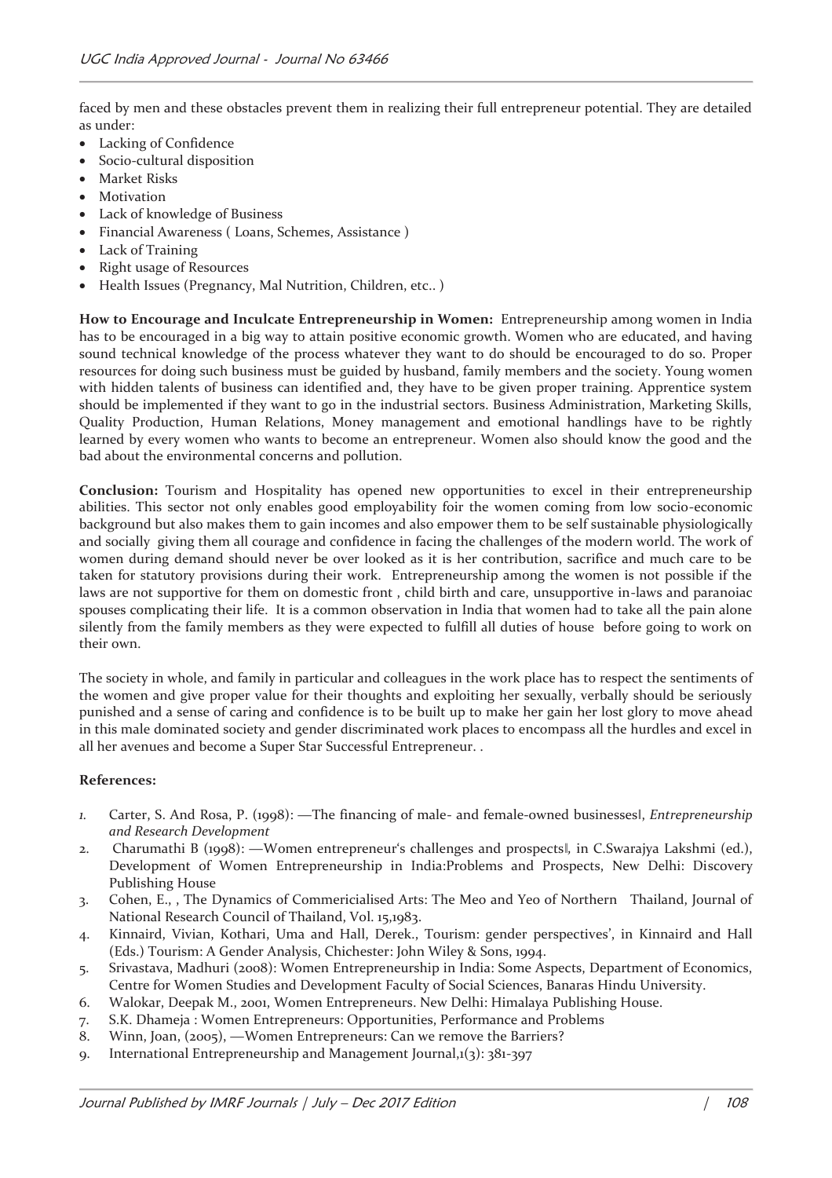faced by men and these obstacles prevent them in realizing their full entrepreneur potential. They are detailed as under:

- Lacking of Confidence
- Socio-cultural disposition
- Market Risks
- Motivation
- Lack of knowledge of Business
- Financial Awareness ( Loans, Schemes, Assistance )
- Lack of Training
- Right usage of Resources
- Health Issues (Pregnancy, Mal Nutrition, Children, etc.. )

**How to Encourage and Inculcate Entrepreneurship in Women:** Entrepreneurship among women in India has to be encouraged in a big way to attain positive economic growth. Women who are educated, and having sound technical knowledge of the process whatever they want to do should be encouraged to do so. Proper resources for doing such business must be guided by husband, family members and the society. Young women with hidden talents of business can identified and, they have to be given proper training. Apprentice system should be implemented if they want to go in the industrial sectors. Business Administration, Marketing Skills, Quality Production, Human Relations, Money management and emotional handlings have to be rightly learned by every women who wants to become an entrepreneur. Women also should know the good and the bad about the environmental concerns and pollution.

**Conclusion:** Tourism and Hospitality has opened new opportunities to excel in their entrepreneurship abilities. This sector not only enables good employability foir the women coming from low socio-economic background but also makes them to gain incomes and also empower them to be self sustainable physiologically and socially giving them all courage and confidence in facing the challenges of the modern world. The work of women during demand should never be over looked as it is her contribution, sacrifice and much care to be taken for statutory provisions during their work. Entrepreneurship among the women is not possible if the laws are not supportive for them on domestic front , child birth and care, unsupportive in-laws and paranoiac spouses complicating their life. It is a common observation in India that women had to take all the pain alone silently from the family members as they were expected to fulfill all duties of house before going to work on their own.

The society in whole, and family in particular and colleagues in the work place has to respect the sentiments of the women and give proper value for their thoughts and exploiting her sexually, verbally should be seriously punished and a sense of caring and confidence is to be built up to make her gain her lost glory to move ahead in this male dominated society and gender discriminated work places to encompass all the hurdles and excel in all her avenues and become a Super Star Successful Entrepreneur. .

**References:**

1. Carter, S. And Rosa, P. (1998): —The financing of male- and female-owned businesses‖, *Entrepreneurship and Research Development*
2. Charumathi B (1998): —Women entrepreneur's challenges and prospects‖, in C.Swarajya Lakshmi (ed.), Development of Women Entrepreneurship in India:Problems and Prospects, New Delhi: Discovery Publishing House
3. Cohen, E., , The Dynamics of Commericialised Arts: The Meo and Yeo of Northern Thailand, Journal of National Research Council of Thailand, Vol. 15,1983.
4. Kinnaird, Vivian, Kothari, Uma and Hall, Derek., Tourism: gender perspectives', in Kinnaird and Hall (Eds.) Tourism: A Gender Analysis, Chichester: John Wiley & Sons, 1994.
5. Srivastava, Madhuri (2008): Women Entrepreneurship in India: Some Aspects, Department of Economics, Centre for Women Studies and Development Faculty of Social Sciences, Banaras Hindu University.
6. Walokar, Deepak M., 2001, Women Entrepreneurs. New Delhi: Himalaya Publishing House.
7. S.K. Dhameja : Women Entrepreneurs: Opportunities, Performance and Problems
8. Winn, Joan, (2005), —Women Entrepreneurs: Can we remove the Barriers?
9. International Entrepreneurship and Management Journal,1(3): 381-397